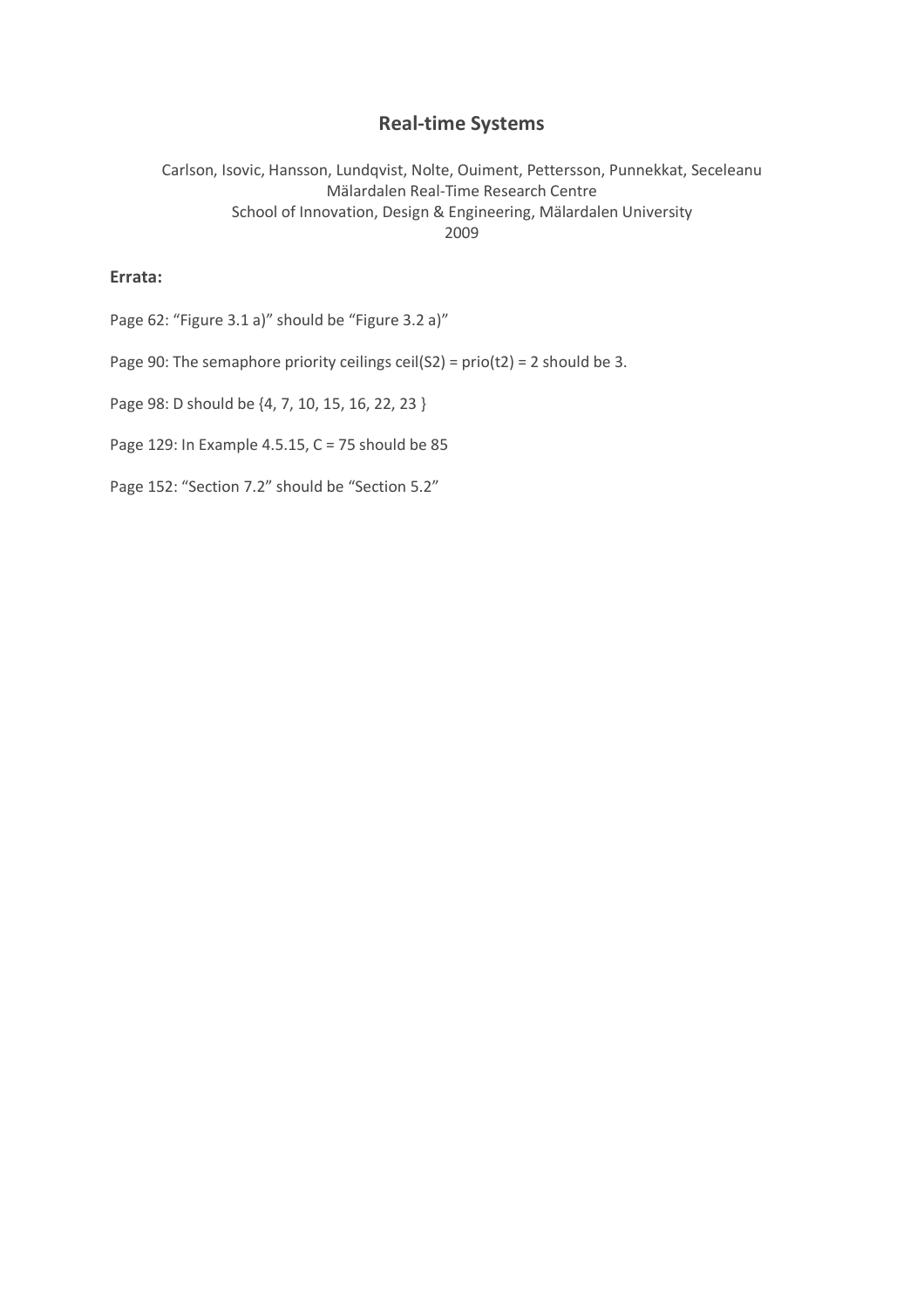# Real-time Systems

Carlson, Isovic, Hansson, Lundqvist, Nolte, Ouiment, Pettersson, Punnekkat, Seceleanu
Mälardalen Real-Time Research Centre
School of Innovation, Design & Engineering, Mälardalen University
2009

**Errata:**

Page 62: "Figure 3.1 a)" should be "Figure 3.2 a)"

Page 90: The semaphore priority ceilings ceil(S2) = prio(t2) = 2 should be 3.

Page 98: D should be {4, 7, 10, 15, 16, 22, 23 }

Page 129: In Example 4.5.15, C = 75 should be 85

Page 152: "Section 7.2" should be "Section 5.2"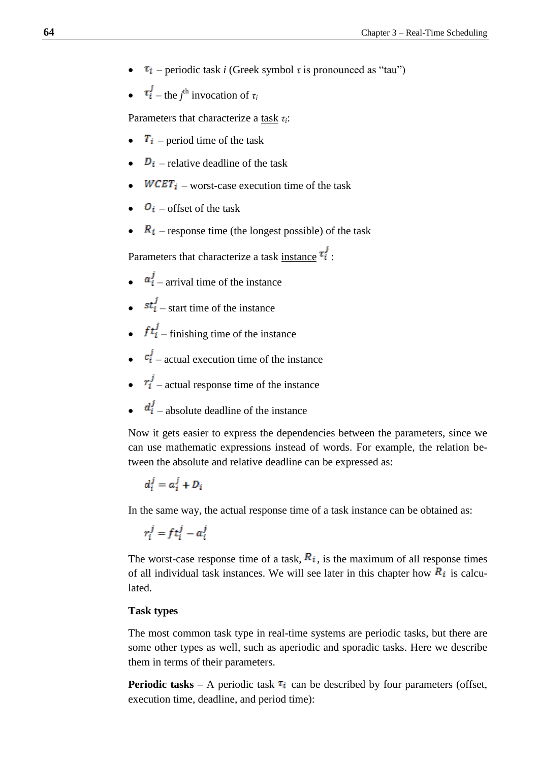- $\tau_i$ – periodic task *i* (Greek symbol $\tau$ is pronounced as "tau")
- $\tau_i^j$ – the $j^{\text{th}}$ invocation of $\tau_i$

Parameters that characterize a <u>task</u> $\tau_i$:

- $T_i$ – period time of the task
- $D_i$ – relative deadline of the task
- $WCET_i$ – worst-case execution time of the task
- $O_i$ – offset of the task
- $R_i$ – response time (the longest possible) of the task

Parameters that characterize a task <u>instance</u> $\tau_i^j$ :

- $a_i^j$ – arrival time of the instance
- $st_i^j$ – start time of the instance
- $ft_i^j$ – finishing time of the instance
- $c_i^j$ – actual execution time of the instance
- $r_i^j$ – actual response time of the instance
- $d_i^j$ – absolute deadline of the instance

Now it gets easier to express the dependencies between the parameters, since we can use mathematic expressions instead of words. For example, the relation between the absolute and relative deadline can be expressed as:

$$d_i^j = a_i^j + D_i$$

In the same way, the actual response time of a task instance can be obtained as:

$$r_i^j = ft_i^j - a_i^j$$

The worst-case response time of a task, $R_i$, is the maximum of all response times of all individual task instances. We will see later in this chapter how $R_i$ is calculated.

**Task types**

The most common task type in real-time systems are periodic tasks, but there are some other types as well, such as aperiodic and sporadic tasks. Here we describe them in terms of their parameters.

**Periodic tasks** – A periodic task $\tau_i$ can be described by four parameters (offset, execution time, deadline, and period time):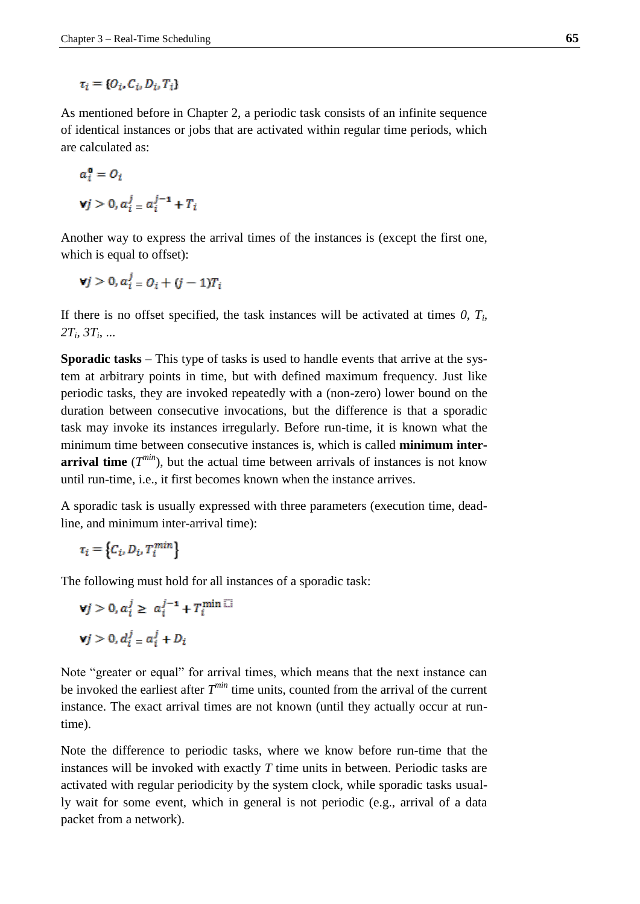$$\tau_i = \{O_i, C_i, D_i, T_i\}$$

As mentioned before in Chapter 2, a periodic task consists of an infinite sequence of identical instances or jobs that are activated within regular time periods, which are calculated as:

$$a_i^0 = O_i$$

$$\forall j > 0, a_i^j = a_i^{j-1} + T_i$$

Another way to express the arrival times of the instances is (except the first one, which is equal to offset):

$$\forall j > 0, a_i^j = O_i + (j-1)T_i$$

If there is no offset specified, the task instances will be activated at times *0*, $T_i$, $2T_i$, $3T_i$, ...

**Sporadic tasks** – This type of tasks is used to handle events that arrive at the system at arbitrary points in time, but with defined maximum frequency. Just like periodic tasks, they are invoked repeatedly with a (non-zero) lower bound on the duration between consecutive invocations, but the difference is that a sporadic task may invoke its instances irregularly. Before run-time, it is known what the minimum time between consecutive instances is, which is called **minimum inter-arrival time** ($T^{min}$), but the actual time between arrivals of instances is not know until run-time, i.e., it first becomes known when the instance arrives.

A sporadic task is usually expressed with three parameters (execution time, deadline, and minimum inter-arrival time):

$$\tau_i = \{C_i, D_i, T_i^{min}\}$$

The following must hold for all instances of a sporadic task:

$$\forall j > 0, a_i^j \geq a_i^{j-1} + T_i^{\min}$$

$$\forall j > 0, d_i^j = a_i^j + D_i$$

Note "greater or equal" for arrival times, which means that the next instance can be invoked the earliest after $T^{min}$ time units, counted from the arrival of the current instance. The exact arrival times are not known (until they actually occur at run-time).

Note the difference to periodic tasks, where we know before run-time that the instances will be invoked with exactly *T* time units in between. Periodic tasks are activated with regular periodicity by the system clock, while sporadic tasks usually wait for some event, which in general is not periodic (e.g., arrival of a data packet from a network).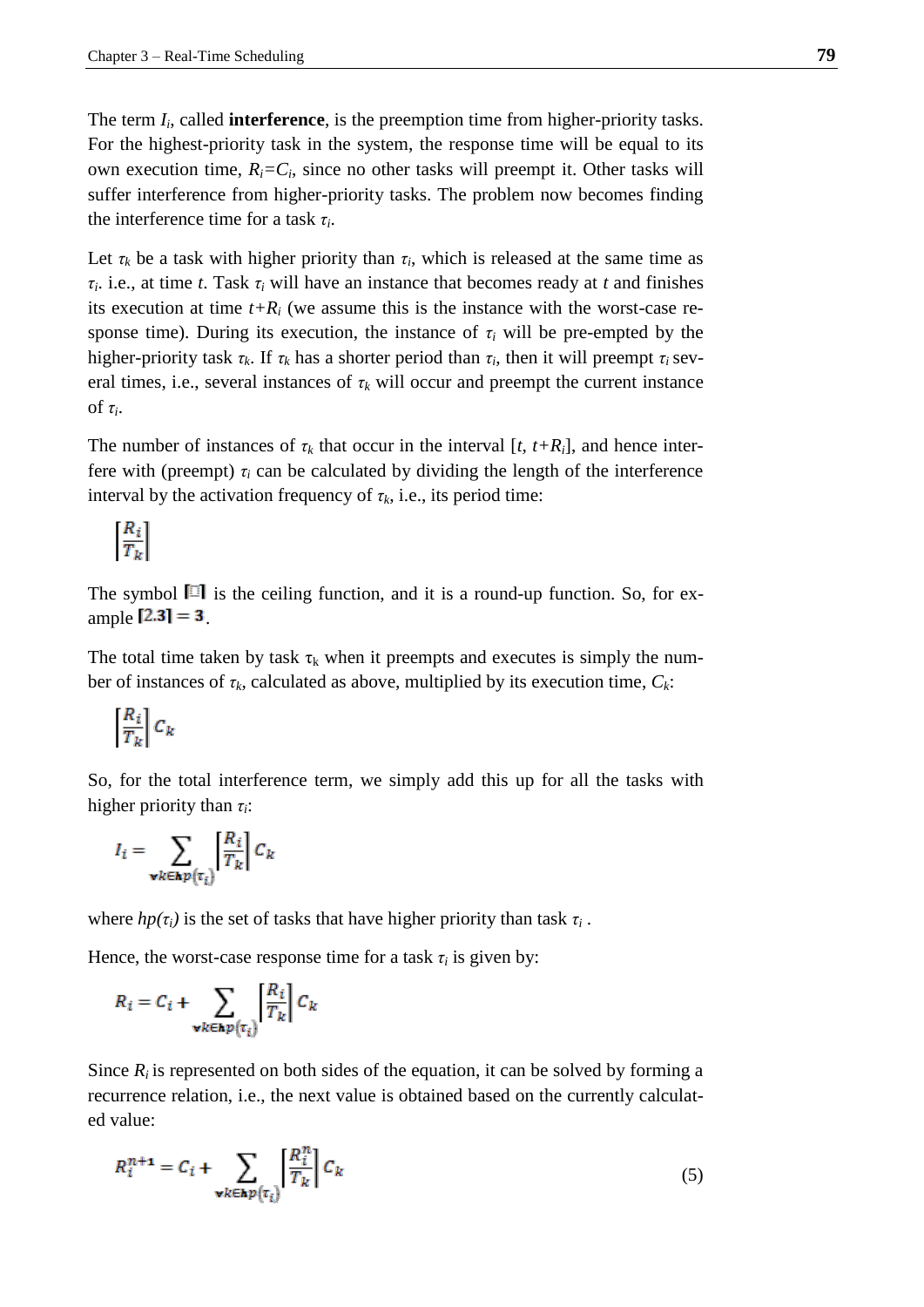The term $I_i$, called **interference**, is the preemption time from higher-priority tasks. For the highest-priority task in the system, the response time will be equal to its own execution time, $R_i=C_i$, since no other tasks will preempt it. Other tasks will suffer interference from higher-priority tasks. The problem now becomes finding the interference time for a task $\tau_i$.

Let $\tau_k$ be a task with higher priority than $\tau_i$, which is released at the same time as $\tau_i$. i.e., at time $t$. Task $\tau_i$ will have an instance that becomes ready at $t$ and finishes its execution at time $t+R_i$ (we assume this is the instance with the worst-case response time). During its execution, the instance of $\tau_i$ will be pre-empted by the higher-priority task $\tau_k$. If $\tau_k$ has a shorter period than $\tau_i$, then it will preempt $\tau_i$ several times, i.e., several instances of $\tau_k$ will occur and preempt the current instance of $\tau_i$.

The number of instances of $\tau_k$ that occur in the interval $[t, t+R_i]$, and hence interfere with (preempt) $\tau_i$ can be calculated by dividing the length of the interference interval by the activation frequency of $\tau_k$, i.e., its period time:

$$\left\lceil \frac{R_i}{T_k} \right\rceil$$

The symbol $\lceil\,\rceil$ is the ceiling function, and it is a round-up function. So, for example $\lceil 2.3 \rceil = 3$.

The total time taken by task $\tau_k$ when it preempts and executes is simply the number of instances of $\tau_k$, calculated as above, multiplied by its execution time, $C_k$:

$$\left\lceil \frac{R_i}{T_k} \right\rceil C_k$$

So, for the total interference term, we simply add this up for all the tasks with higher priority than $\tau_i$:

$$I_i = \sum_{\forall k \in hp(\tau_i)} \left\lceil \frac{R_i}{T_k} \right\rceil C_k$$

where $hp(\tau_i)$ is the set of tasks that have higher priority than task $\tau_i$.

Hence, the worst-case response time for a task $\tau_i$ is given by:

$$R_i = C_i + \sum_{\forall k \in hp(\tau_i)} \left\lceil \frac{R_i}{T_k} \right\rceil C_k$$

Since $R_i$ is represented on both sides of the equation, it can be solved by forming a recurrence relation, i.e., the next value is obtained based on the currently calculated value:

$$R_i^{n+1} = C_i + \sum_{\forall k \in hp(\tau_i)} \left\lceil \frac{R_i^n}{T_k} \right\rceil C_k \tag{5}$$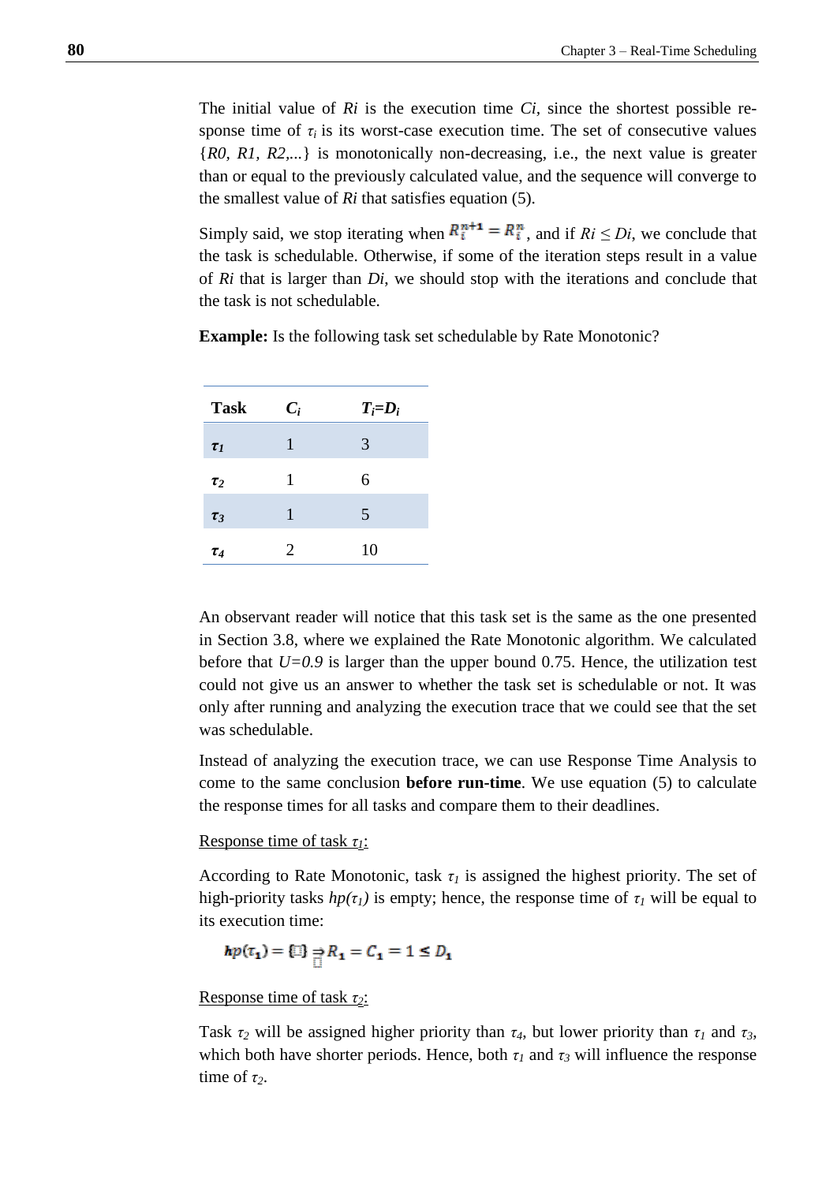The initial value of $R_i$ is the execution time $C_i$, since the shortest possible response time of $\tau_i$ is its worst-case execution time. The set of consecutive values {$R0$, $R1$, $R2$,...} is monotonically non-decreasing, i.e., the next value is greater than or equal to the previously calculated value, and the sequence will converge to the smallest value of $R_i$ that satisfies equation (5).

Simply said, we stop iterating when $R_i^{n+1} = R_i^n$, and if $R_i \le D_i$, we conclude that the task is schedulable. Otherwise, if some of the iteration steps result in a value of $R_i$ that is larger than $D_i$, we should stop with the iterations and conclude that the task is not schedulable.

**Example:** Is the following task set schedulable by Rate Monotonic?

| Task | $C_i$ | $T_i$=$D_i$ |
|---|---|---|
| $\tau_1$ | 1 | 3 |
| $\tau_2$ | 1 | 6 |
| $\tau_3$ | 1 | 5 |
| $\tau_4$ | 2 | 10 |

An observant reader will notice that this task set is the same as the one presented in Section 3.8, where we explained the Rate Monotonic algorithm. We calculated before that $U=0.9$ is larger than the upper bound 0.75. Hence, the utilization test could not give us an answer to whether the task set is schedulable or not. It was only after running and analyzing the execution trace that we could see that the set was schedulable.

Instead of analyzing the execution trace, we can use Response Time Analysis to come to the same conclusion **before run-time**. We use equation (5) to calculate the response times for all tasks and compare them to their deadlines.

Response time of task $\tau_1$:

According to Rate Monotonic, task $\tau_1$ is assigned the highest priority. The set of high-priority tasks $hp(\tau_1)$ is empty; hence, the response time of $\tau_1$ will be equal to its execution time:

$$hp(\tau_1) = \{\} \Rightarrow R_1 = C_1 = 1 \le D_1$$

Response time of task $\tau_2$:

Task $\tau_2$ will be assigned higher priority than $\tau_4$, but lower priority than $\tau_1$ and $\tau_3$, which both have shorter periods. Hence, both $\tau_1$ and $\tau_3$ will influence the response time of $\tau_2$.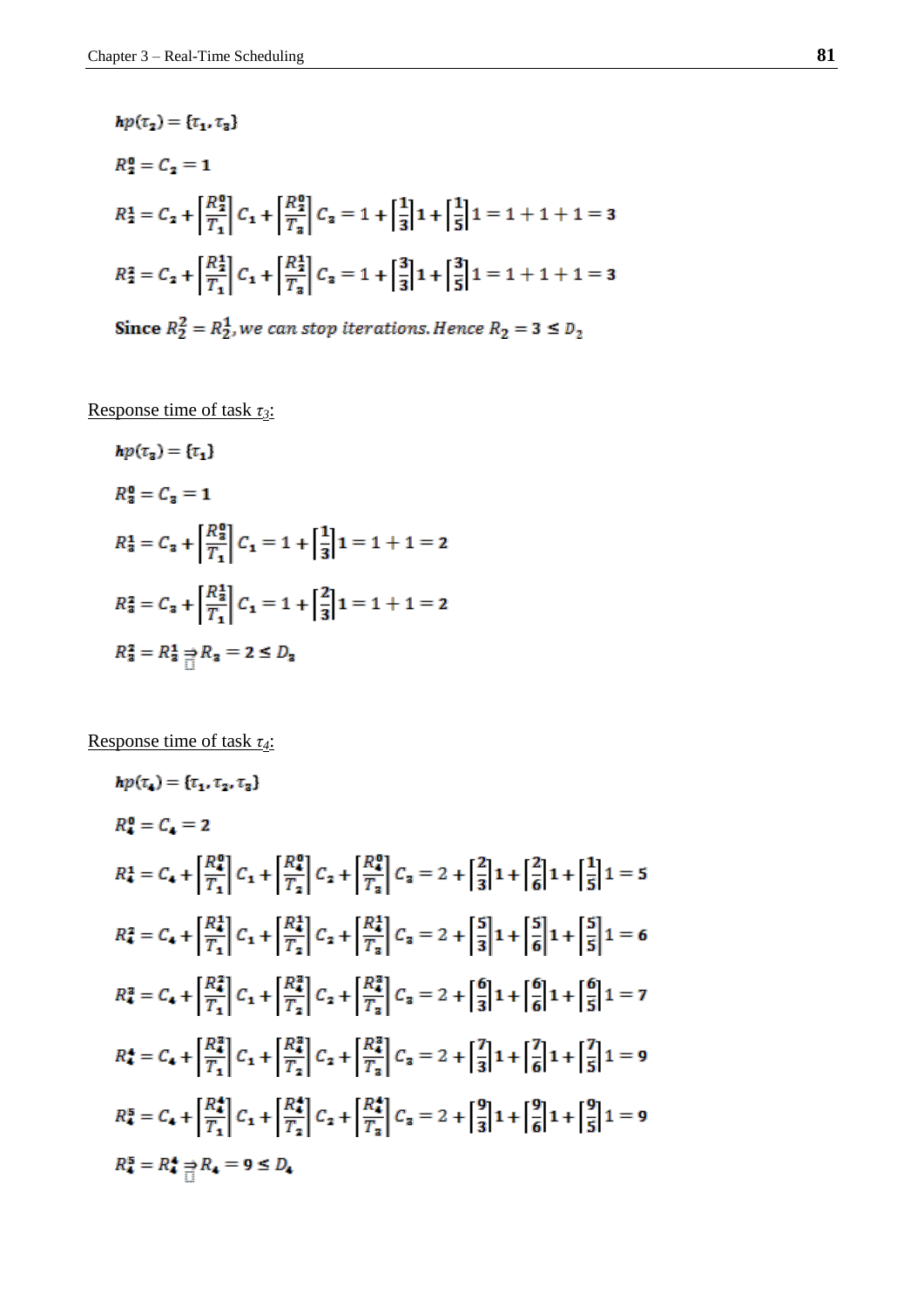$$hp(\tau_2) = \{\tau_1, \tau_3\}$$

$$R_2^0 = C_2 = 1$$

$$R_2^1 = C_2 + \left\lceil \frac{R_2^0}{T_1} \right\rceil C_1 + \left\lceil \frac{R_2^0}{T_3} \right\rceil C_3 = 1 + \left\lceil \frac{1}{3} \right\rceil 1 + \left\lceil \frac{1}{5} \right\rceil 1 = 1 + 1 + 1 = 3$$

$$R_2^2 = C_2 + \left\lceil \frac{R_2^1}{T_1} \right\rceil C_1 + \left\lceil \frac{R_2^1}{T_3} \right\rceil C_3 = 1 + \left\lceil \frac{3}{3} \right\rceil 1 + \left\lceil \frac{3}{5} \right\rceil 1 = 1 + 1 + 1 = 3$$

Since $R_2^2 = R_2^1$, *we can stop iterations. Hence* $R_2 = 3 \leq D_2$

<u>Response time of task $\tau_3$:</u>

$$hp(\tau_3) = \{\tau_1\}$$

$$R_3^0 = C_3 = 1$$

$$R_3^1 = C_3 + \left\lceil \frac{R_3^0}{T_1} \right\rceil C_1 = 1 + \left\lceil \frac{1}{3} \right\rceil 1 = 1 + 1 = 2$$

$$R_3^2 = C_3 + \left\lceil \frac{R_3^1}{T_1} \right\rceil C_1 = 1 + \left\lceil \frac{2}{3} \right\rceil 1 = 1 + 1 = 2$$

$$R_3^2 = R_3^1 \Rightarrow R_3 = 2 \leq D_3$$

<u>Response time of task $\tau_4$:</u>

$$hp(\tau_4) = \{\tau_1, \tau_2, \tau_3\}$$

$$R_4^0 = C_4 = 2$$

$$R_4^1 = C_4 + \left\lceil \frac{R_4^0}{T_1} \right\rceil C_1 + \left\lceil \frac{R_4^0}{T_2} \right\rceil C_2 + \left\lceil \frac{R_4^0}{T_3} \right\rceil C_3 = 2 + \left\lceil \frac{2}{3} \right\rceil 1 + \left\lceil \frac{2}{6} \right\rceil 1 + \left\lceil \frac{1}{5} \right\rceil 1 = 5$$

$$R_4^2 = C_4 + \left\lceil \frac{R_4^1}{T_1} \right\rceil C_1 + \left\lceil \frac{R_4^1}{T_2} \right\rceil C_2 + \left\lceil \frac{R_4^1}{T_3} \right\rceil C_3 = 2 + \left\lceil \frac{5}{3} \right\rceil 1 + \left\lceil \frac{5}{6} \right\rceil 1 + \left\lceil \frac{5}{5} \right\rceil 1 = 6$$

$$R_4^3 = C_4 + \left\lceil \frac{R_4^2}{T_1} \right\rceil C_1 + \left\lceil \frac{R_4^2}{T_2} \right\rceil C_2 + \left\lceil \frac{R_4^2}{T_3} \right\rceil C_3 = 2 + \left\lceil \frac{6}{3} \right\rceil 1 + \left\lceil \frac{6}{6} \right\rceil 1 + \left\lceil \frac{6}{5} \right\rceil 1 = 7$$

$$R_4^4 = C_4 + \left\lceil \frac{R_4^3}{T_1} \right\rceil C_1 + \left\lceil \frac{R_4^3}{T_2} \right\rceil C_2 + \left\lceil \frac{R_4^3}{T_3} \right\rceil C_3 = 2 + \left\lceil \frac{7}{3} \right\rceil 1 + \left\lceil \frac{7}{6} \right\rceil 1 + \left\lceil \frac{7}{5} \right\rceil 1 = 9$$

$$R_4^5 = C_4 + \left\lceil \frac{R_4^4}{T_1} \right\rceil C_1 + \left\lceil \frac{R_4^4}{T_2} \right\rceil C_2 + \left\lceil \frac{R_4^4}{T_3} \right\rceil C_3 = 2 + \left\lceil \frac{9}{3} \right\rceil 1 + \left\lceil \frac{9}{6} \right\rceil 1 + \left\lceil \frac{9}{5} \right\rceil 1 = 9$$

$$R_4^5 = R_4^4 \Rightarrow R_4 = 9 \leq D_4$$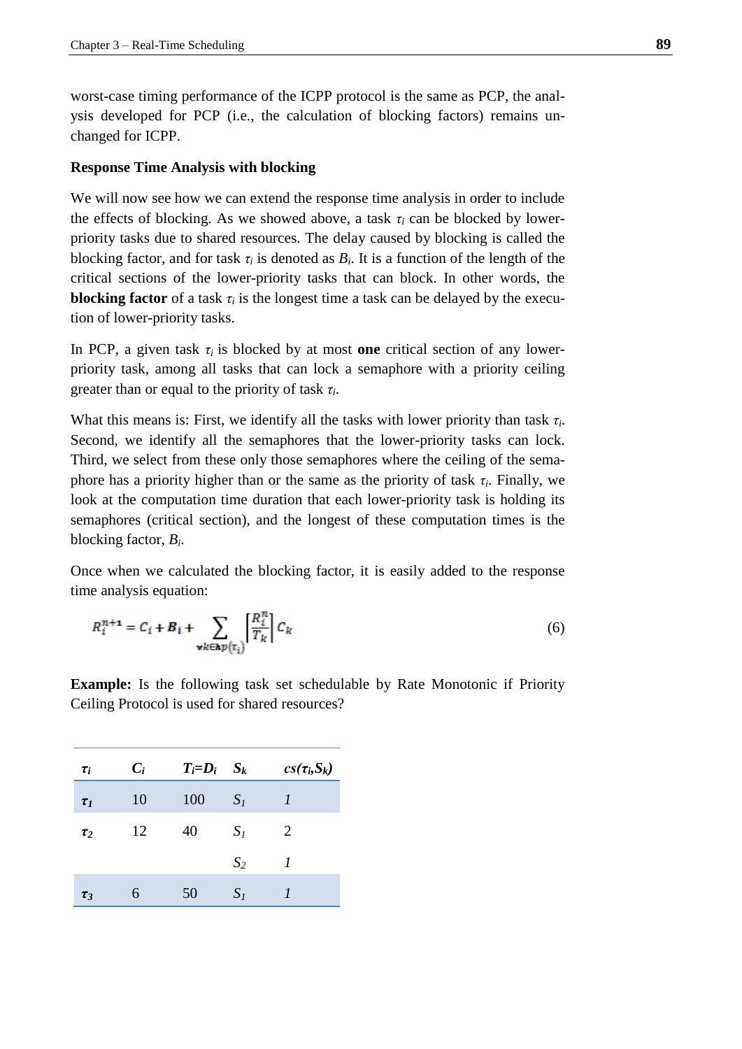worst-case timing performance of the ICPP protocol is the same as PCP, the analysis developed for PCP (i.e., the calculation of blocking factors) remains unchanged for ICPP.

**Response Time Analysis with blocking**

We will now see how we can extend the response time analysis in order to include the effects of blocking. As we showed above, a task $\tau_i$ can be blocked by lower-priority tasks due to shared resources. The delay caused by blocking is called the blocking factor, and for task $\tau_i$ is denoted as $B_i$. It is a function of the length of the critical sections of the lower-priority tasks that can block. In other words, the **blocking factor** of a task $\tau_i$ is the longest time a task can be delayed by the execution of lower-priority tasks.

In PCP, a given task $\tau_i$ is blocked by at most **one** critical section of any lower-priority task, among all tasks that can lock a semaphore with a priority ceiling greater than or equal to the priority of task $\tau_i$.

What this means is: First, we identify all the tasks with lower priority than task $\tau_i$. Second, we identify all the semaphores that the lower-priority tasks can lock. Third, we select from these only those semaphores where the ceiling of the semaphore has a priority higher than or the same as the priority of task $\tau_i$. Finally, we look at the computation time duration that each lower-priority task is holding its semaphores (critical section), and the longest of these computation times is the blocking factor, $B_i$.

Once when we calculated the blocking factor, it is easily added to the response time analysis equation:

$$R_i^{n+1} = C_i + B_i + \sum_{\forall k \in hp(\tau_i)} \left\lceil \frac{R_i^n}{T_k} \right\rceil C_k \tag{6}$$

**Example:** Is the following task set schedulable by Rate Monotonic if Priority Ceiling Protocol is used for shared resources?

| $\tau_i$ | $C_i$ | $T_i$=$D_i$ | $S_k$ | $cs(\tau_i,S_k)$ |
|---|---|---|---|---|
| $\tau_1$ | 10 | 100 | $S_1$ | 1 |
| $\tau_2$ | 12 | 40 | $S_1$ | 2 |
| | | | $S_2$ | 1 |
| $\tau_3$ | 6 | 50 | $S_1$ | 1 |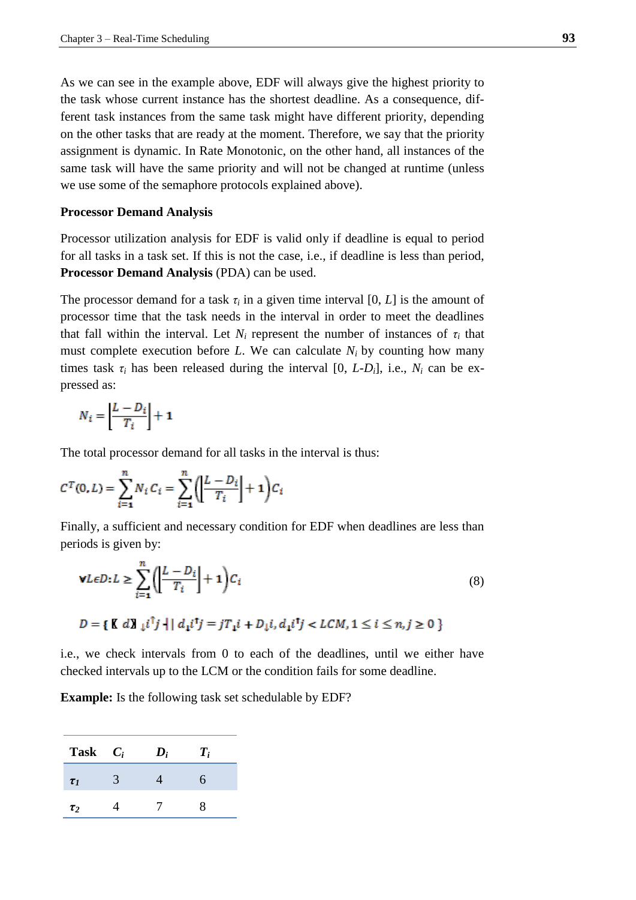As we can see in the example above, EDF will always give the highest priority to the task whose current instance has the shortest deadline. As a consequence, different task instances from the same task might have different priority, depending on the other tasks that are ready at the moment. Therefore, we say that the priority assignment is dynamic. In Rate Monotonic, on the other hand, all instances of the same task will have the same priority and will not be changed at runtime (unless we use some of the semaphore protocols explained above).

**Processor Demand Analysis**

Processor utilization analysis for EDF is valid only if deadline is equal to period for all tasks in a task set. If this is not the case, i.e., if deadline is less than period, **Processor Demand Analysis** (PDA) can be used.

The processor demand for a task $\tau_i$ in a given time interval [0, $L$] is the amount of processor time that the task needs in the interval in order to meet the deadlines that fall within the interval. Let $N_i$ represent the number of instances of $\tau_i$ that must complete execution before $L$. We can calculate $N_i$ by counting how many times task $\tau_i$ has been released during the interval [0, $L$-$D_i$], i.e., $N_i$ can be expressed as:

$$N_i = \left\lfloor \frac{L - D_i}{T_i} \right\rfloor + 1$$

The total processor demand for all tasks in the interval is thus:

$$C^T(0, L) = \sum_{i=1}^{n} N_i C_i = \sum_{i=1}^{n} \left( \left\lfloor \frac{L - D_i}{T_i} \right\rfloor + 1 \right) C_i$$

Finally, a sufficient and necessary condition for EDF when deadlines are less than periods is given by:

$$\forall L \epsilon D : L \geq \sum_{i=1}^{n} \left( \left\lfloor \frac{L - D_i}{T_i} \right\rfloor + 1 \right) C_i \qquad (8)$$

$$D = \{ d_i^j \mid d_i^j = jT_i + D_i, d_i^j < LCM, 1 \leq i \leq n, j \geq 0 \}$$

i.e., we check intervals from 0 to each of the deadlines, until we either have checked intervals up to the LCM or the condition fails for some deadline.

**Example:** Is the following task set schedulable by EDF?

| Task | $C_i$ | $D_i$ | $T_i$ |
|---|---|---|---|
| $\tau_1$ | 3 | 4 | 6 |
| $\tau_2$ | 4 | 7 | 8 |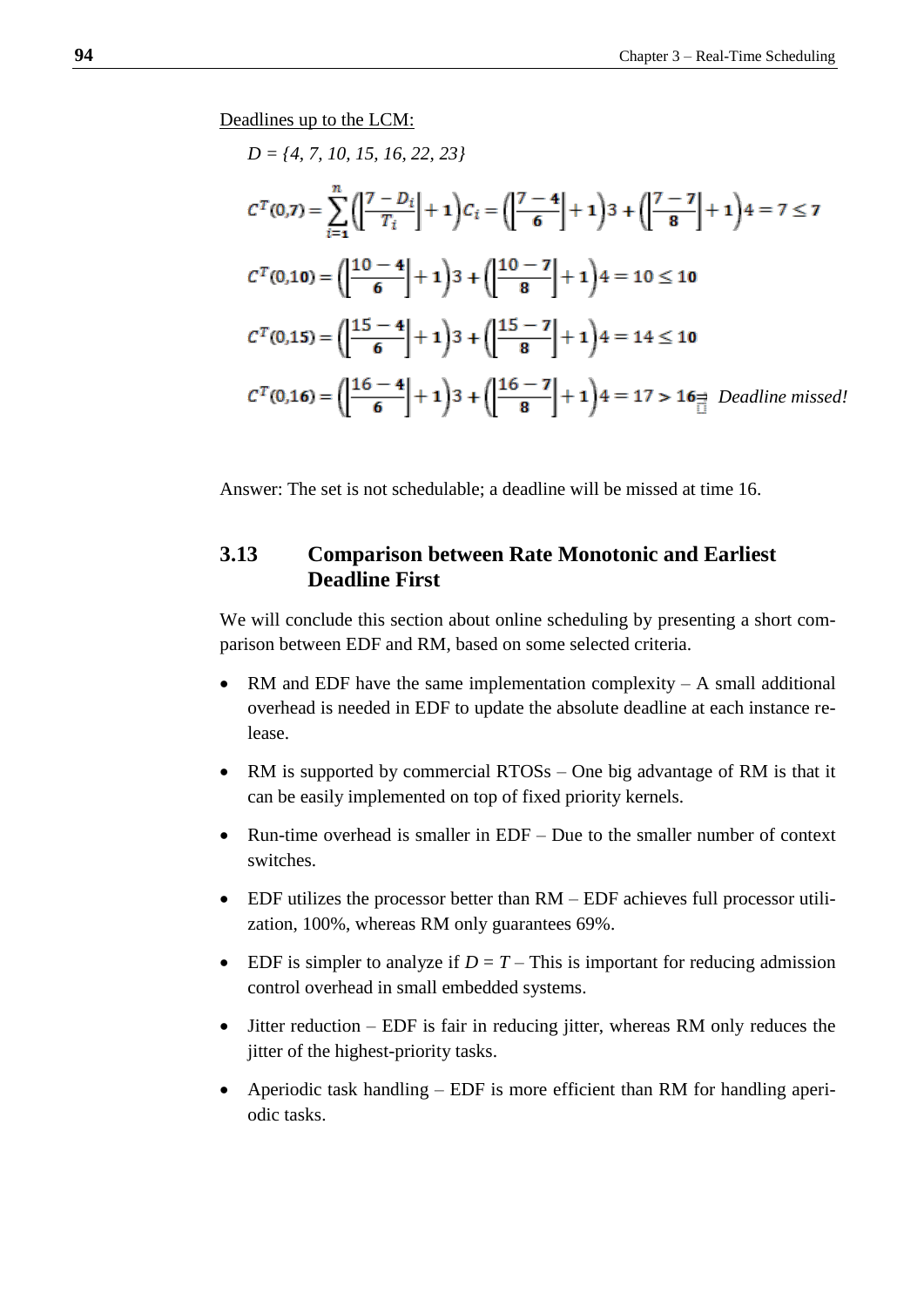Deadlines up to the LCM:

*D = {4, 7, 10, 15, 16, 22, 23}*

$$C^T(0,7) = \sum_{i=1}^{n} \left( \left\lfloor \frac{7 - D_i}{T_i} \right\rfloor + 1 \right) C_i = \left( \left\lfloor \frac{7-4}{6} \right\rfloor + 1 \right) 3 + \left( \left\lfloor \frac{7-7}{8} \right\rfloor + 1 \right) 4 = 7 \leq 7$$

$$C^T(0,10) = \left( \left\lfloor \frac{10-4}{6} \right\rfloor + 1 \right) 3 + \left( \left\lfloor \frac{10-7}{8} \right\rfloor + 1 \right) 4 = 10 \leq 10$$

$$C^T(0,15) = \left( \left\lfloor \frac{15-4}{6} \right\rfloor + 1 \right) 3 + \left( \left\lfloor \frac{15-7}{8} \right\rfloor + 1 \right) 4 = 14 \leq 10$$

$$C^T(0,16) = \left( \left\lfloor \frac{16-4}{6} \right\rfloor + 1 \right) 3 + \left( \left\lfloor \frac{16-7}{8} \right\rfloor + 1 \right) 4 = 17 > 16 \quad \textit{Deadline missed!}$$

Answer: The set is not schedulable; a deadline will be missed at time 16.

## 3.13 Comparison between Rate Monotonic and Earliest Deadline First

We will conclude this section about online scheduling by presenting a short comparison between EDF and RM, based on some selected criteria.

- RM and EDF have the same implementation complexity – A small additional overhead is needed in EDF to update the absolute deadline at each instance release.
- RM is supported by commercial RTOSs – One big advantage of RM is that it can be easily implemented on top of fixed priority kernels.
- Run-time overhead is smaller in EDF – Due to the smaller number of context switches.
- EDF utilizes the processor better than RM – EDF achieves full processor utilization, 100%, whereas RM only guarantees 69%.
- EDF is simpler to analyze if $D = T$ – This is important for reducing admission control overhead in small embedded systems.
- Jitter reduction – EDF is fair in reducing jitter, whereas RM only reduces the jitter of the highest-priority tasks.
- Aperiodic task handling – EDF is more efficient than RM for handling aperiodic tasks.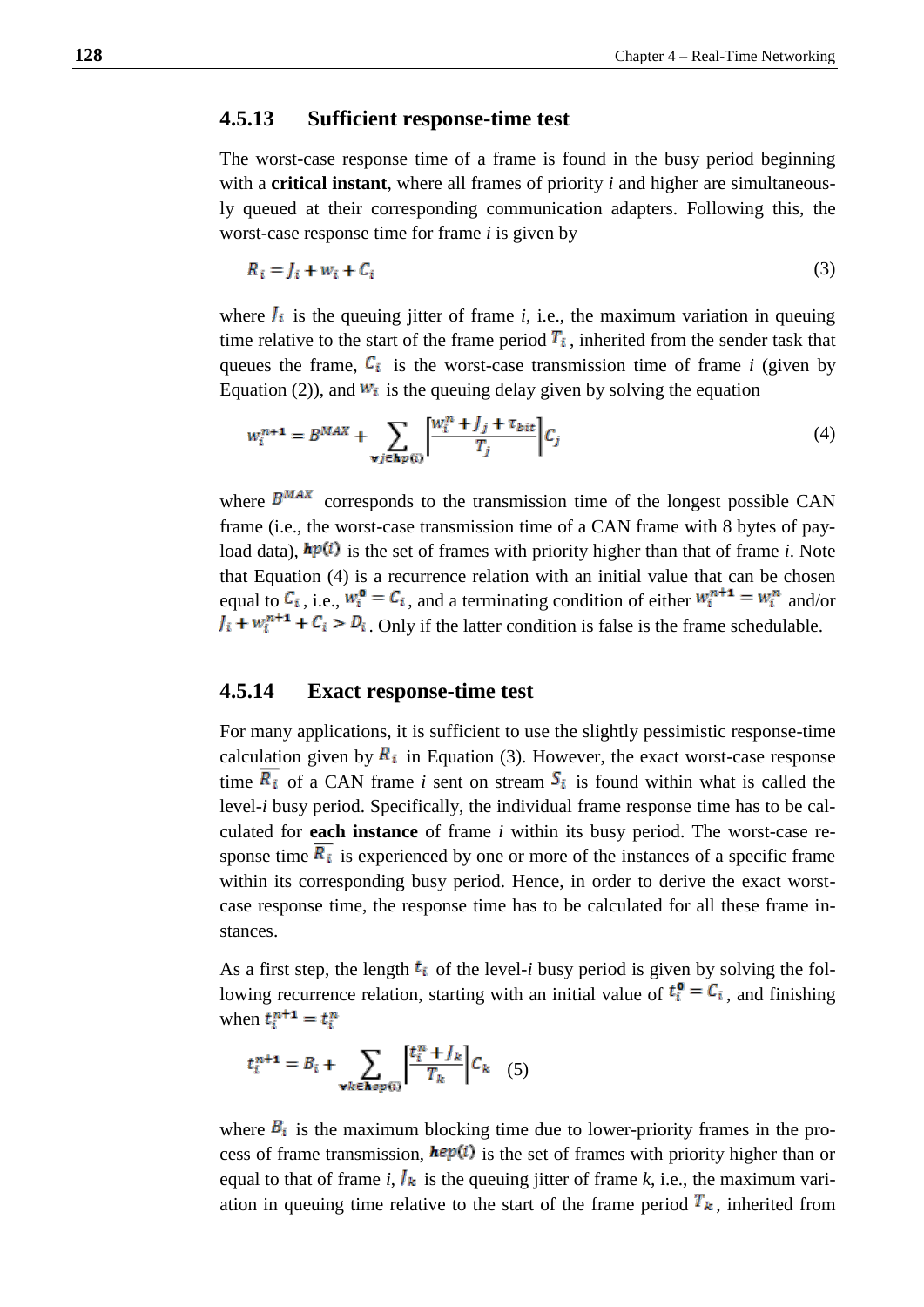### 4.5.13 Sufficient response-time test

The worst-case response time of a frame is found in the busy period beginning with a **critical instant**, where all frames of priority *i* and higher are simultaneously queued at their corresponding communication adapters. Following this, the worst-case response time for frame *i* is given by

$$R_i = J_i + w_i + C_i \tag{3}$$

where $J_i$ is the queuing jitter of frame *i*, i.e., the maximum variation in queuing time relative to the start of the frame period $T_i$, inherited from the sender task that queues the frame, $C_i$ is the worst-case transmission time of frame *i* (given by Equation (2)), and $w_i$ is the queuing delay given by solving the equation

$$w_i^{n+1} = B^{MAX} + \sum_{\forall j \in hp(i)} \left\lceil \frac{w_i^n + J_j + \tau_{bit}}{T_j} \right\rceil C_j \tag{4}$$

where $B^{MAX}$ corresponds to the transmission time of the longest possible CAN frame (i.e., the worst-case transmission time of a CAN frame with 8 bytes of payload data), $hp(i)$ is the set of frames with priority higher than that of frame *i*. Note that Equation (4) is a recurrence relation with an initial value that can be chosen equal to $C_i$, i.e., $w_i^0 = C_i$, and a terminating condition of either $w_i^{n+1} = w_i^n$ and/or $J_i + w_i^{n+1} + C_i > D_i$. Only if the latter condition is false is the frame schedulable.

### 4.5.14 Exact response-time test

For many applications, it is sufficient to use the slightly pessimistic response-time calculation given by $R_i$ in Equation (3). However, the exact worst-case response time $\overline{R_i}$ of a CAN frame *i* sent on stream $S_i$ is found within what is called the level-*i* busy period. Specifically, the individual frame response time has to be calculated for **each instance** of frame *i* within its busy period. The worst-case response time $\overline{R_i}$ is experienced by one or more of the instances of a specific frame within its corresponding busy period. Hence, in order to derive the exact worst-case response time, the response time has to be calculated for all these frame instances.

As a first step, the length $t_i$ of the level-*i* busy period is given by solving the following recurrence relation, starting with an initial value of $t_i^0 = C_i$, and finishing when $t_i^{n+1} = t_i^n$

$$t_i^{n+1} = B_i + \sum_{\forall k \in hep(i)} \left\lceil \frac{t_i^n + J_k}{T_k} \right\rceil C_k \tag{5}$$

where $B_i$ is the maximum blocking time due to lower-priority frames in the process of frame transmission, $hep(i)$ is the set of frames with priority higher than or equal to that of frame *i*, $J_k$ is the queuing jitter of frame *k*, i.e., the maximum variation in queuing time relative to the start of the frame period $T_k$, inherited from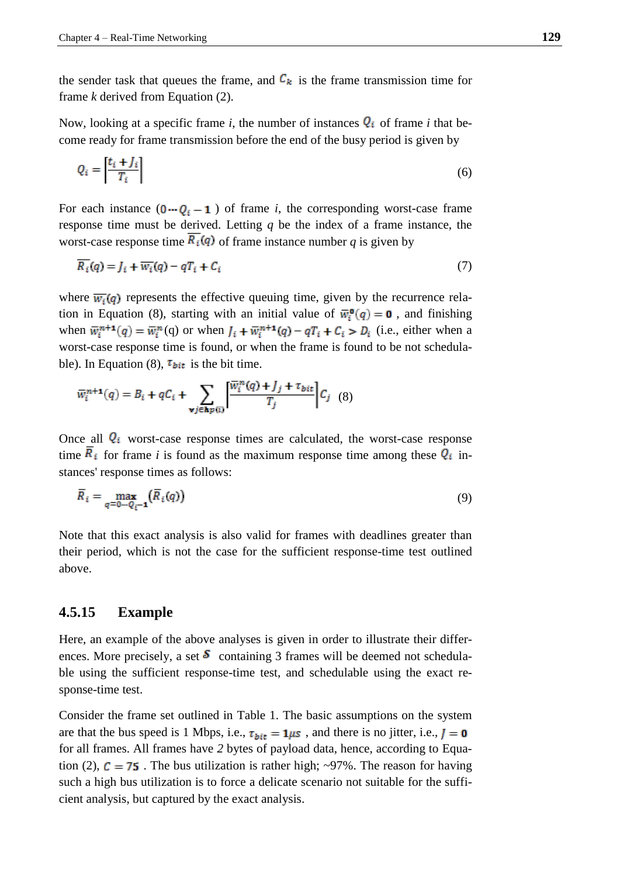the sender task that queues the frame, and $C_k$ is the frame transmission time for frame $k$ derived from Equation (2).

Now, looking at a specific frame $i$, the number of instances $Q_i$ of frame $i$ that become ready for frame transmission before the end of the busy period is given by

$$Q_i = \left\lceil \frac{t_i + J_i}{T_i} \right\rceil \tag{6}$$

For each instance ($0 \cdots Q_i - 1$) of frame $i$, the corresponding worst-case frame response time must be derived. Letting $q$ be the index of a frame instance, the worst-case response time $\overline{R_i}(q)$ of frame instance number $q$ is given by

$$\overline{R_i}(q) = J_i + \overline{w_i}(q) - qT_i + C_i \tag{7}$$

where $\overline{w_i}(q)$ represents the effective queuing time, given by the recurrence relation in Equation (8), starting with an initial value of $\overline{w}_i^0(q) = 0$ , and finishing when $\overline{w}_i^{n+1}(q) = \overline{w}_i^n(q)$ or when $J_i + \overline{w}_i^{n+1}(q) - qT_i + C_i > D_i$ (i.e., either when a worst-case response time is found, or when the frame is found to be not schedulable). In Equation (8), $\tau_{bit}$ is the bit time.

$$\overline{w}_i^{n+1}(q) = B_i + qC_i + \sum_{\forall j \in hp(i)} \left\lceil \frac{\overline{w}_i^n(q) + J_j + \tau_{bit}}{T_j} \right\rceil C_j \tag{8}$$

Once all $Q_i$ worst-case response times are calculated, the worst-case response time $\overline{R}_i$ for frame $i$ is found as the maximum response time among these $Q_i$ instances' response times as follows:

$$\overline{R}_i = \max_{q=0 \cdots Q_i - 1} \left( \overline{R}_i(q) \right) \tag{9}$$

Note that this exact analysis is also valid for frames with deadlines greater than their period, which is not the case for the sufficient response-time test outlined above.

### 4.5.15 Example

Here, an example of the above analyses is given in order to illustrate their differences. More precisely, a set $S$ containing 3 frames will be deemed not schedulable using the sufficient response-time test, and schedulable using the exact response-time test.

Consider the frame set outlined in Table 1. The basic assumptions on the system are that the bus speed is 1 Mbps, i.e., $\tau_{bit} = 1\mu s$ , and there is no jitter, i.e., $J = 0$ for all frames. All frames have *2* bytes of payload data, hence, according to Equation (2), $C = 75$ . The bus utilization is rather high; ~97%. The reason for having such a high bus utilization is to force a delicate scenario not suitable for the sufficient analysis, but captured by the exact analysis.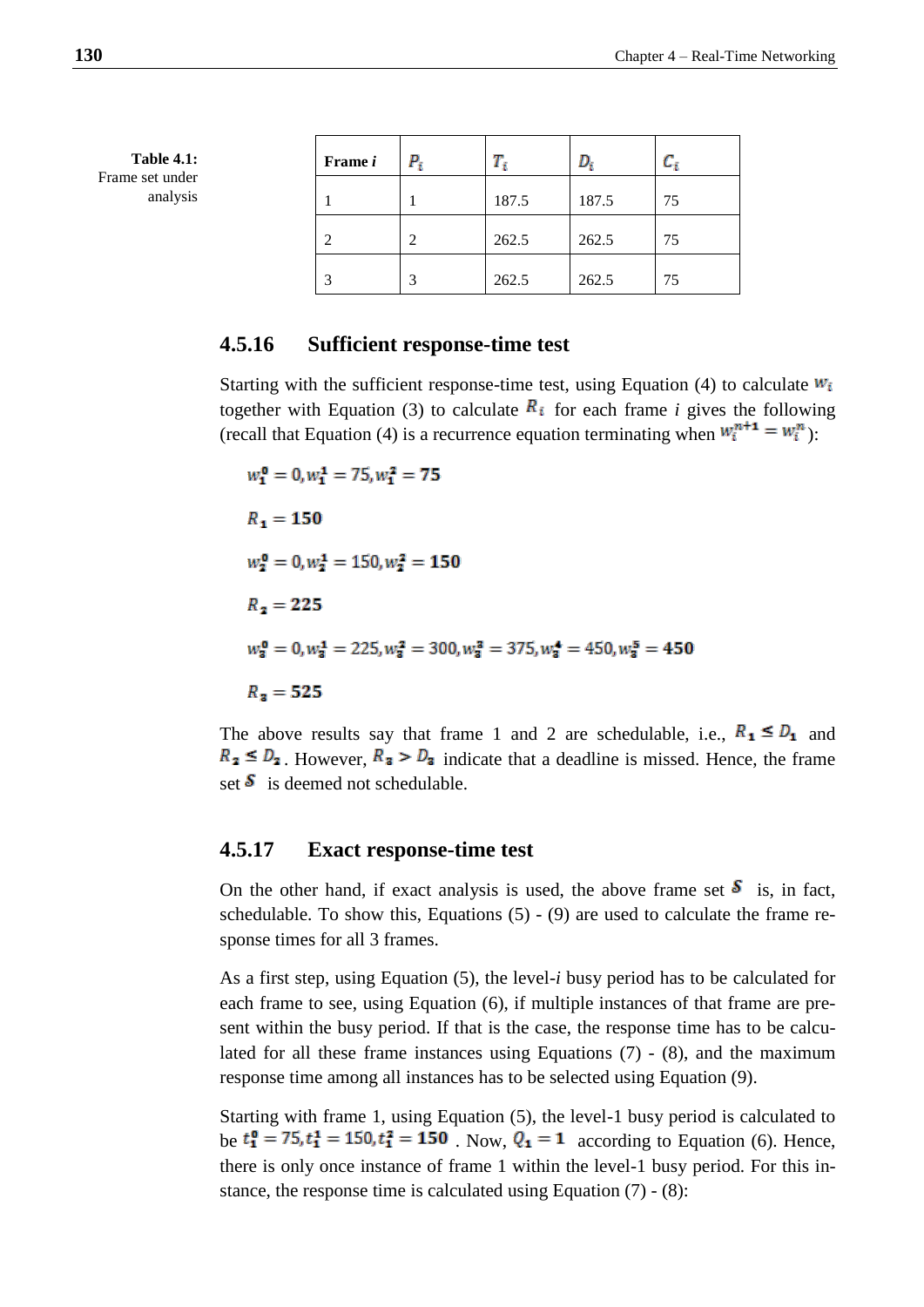**Table 4.1:** Frame set under analysis

| Frame *i* | $P_i$ | $T_i$ | $D_i$ | $C_i$ |
|---|---|---|---|---|
| 1 | 1 | 187.5 | 187.5 | 75 |
| 2 | 2 | 262.5 | 262.5 | 75 |
| 3 | 3 | 262.5 | 262.5 | 75 |

### 4.5.16 Sufficient response-time test

Starting with the sufficient response-time test, using Equation (4) to calculate $w_i$ together with Equation (3) to calculate $R_i$ for each frame *i* gives the following (recall that Equation (4) is a recurrence equation terminating when $w_i^{n+1} = w_i^n$):

$$w_1^0 = 0, w_1^1 = 75, w_1^2 = \mathbf{75}$$

$$R_1 = \mathbf{150}$$

$$w_2^0 = 0, w_2^1 = 150, w_2^2 = \mathbf{150}$$

$$R_2 = \mathbf{225}$$

$$w_3^0 = 0, w_3^1 = 225, w_3^2 = 300, w_3^3 = 375, w_3^4 = 450, w_3^5 = \mathbf{450}$$

$$R_3 = \mathbf{525}$$

The above results say that frame 1 and 2 are schedulable, i.e., $R_1 \leq D_1$ and $R_2 \leq D_2$. However, $R_3 > D_3$ indicate that a deadline is missed. Hence, the frame set $S$ is deemed not schedulable.

### 4.5.17 Exact response-time test

On the other hand, if exact analysis is used, the above frame set $S$ is, in fact, schedulable. To show this, Equations (5) - (9) are used to calculate the frame response times for all 3 frames.

As a first step, using Equation (5), the level-*i* busy period has to be calculated for each frame to see, using Equation (6), if multiple instances of that frame are present within the busy period. If that is the case, the response time has to be calculated for all these frame instances using Equations (7) - (8), and the maximum response time among all instances has to be selected using Equation (9).

Starting with frame 1, using Equation (5), the level-1 busy period is calculated to be $t_1^0 = 75, t_1^1 = 150, t_1^2 = \mathbf{150}$. Now, $Q_1 = \mathbf{1}$ according to Equation (6). Hence, there is only once instance of frame 1 within the level-1 busy period. For this instance, the response time is calculated using Equation (7) - (8):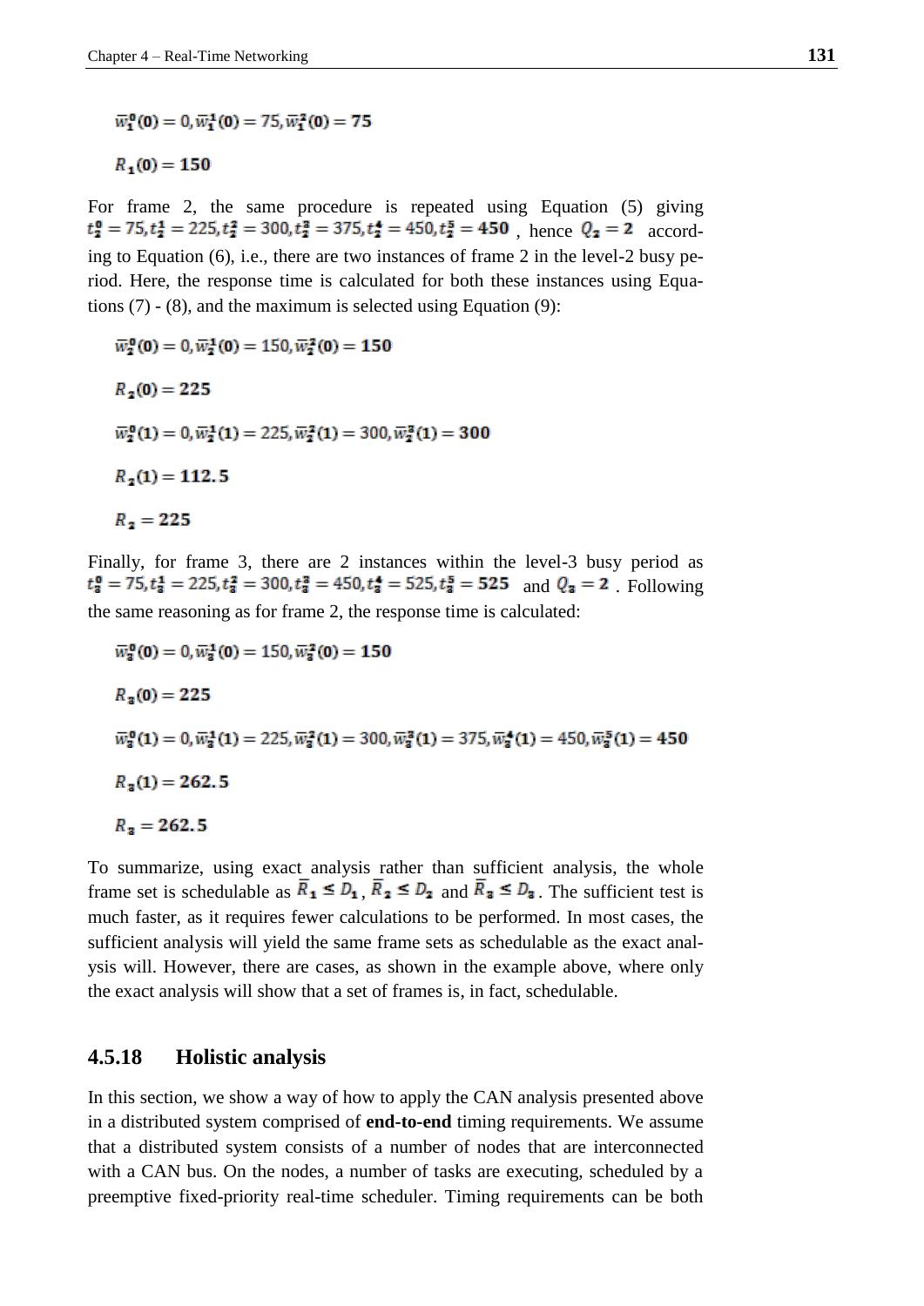$$\bar{w}_1^0(0) = 0, \bar{w}_1^1(0) = 75, \bar{w}_1^2(0) = \mathbf{75}$$

$$R_1(0) = \mathbf{150}$$

For frame 2, the same procedure is repeated using Equation (5) giving $t_2^0 = 75, t_2^1 = 225, t_2^2 = 300, t_2^3 = 375, t_2^4 = 450, t_2^5 = \mathbf{450}$, hence $Q_2 = \mathbf{2}$ according to Equation (6), i.e., there are two instances of frame 2 in the level-2 busy period. Here, the response time is calculated for both these instances using Equations (7) - (8), and the maximum is selected using Equation (9):

$$\bar{w}_2^0(0) = 0, \bar{w}_2^1(0) = 150, \bar{w}_2^2(0) = \mathbf{150}$$

$$R_2(0) = \mathbf{225}$$

$$\bar{w}_2^0(1) = 0, \bar{w}_2^1(1) = 225, \bar{w}_2^2(1) = 300, \bar{w}_2^3(1) = \mathbf{300}$$

$$R_2(1) = \mathbf{112.5}$$

$$R_2 = \mathbf{225}$$

Finally, for frame 3, there are 2 instances within the level-3 busy period as $t_3^0 = 75, t_3^1 = 225, t_3^2 = 300, t_3^3 = 450, t_3^4 = 525, t_3^5 = \mathbf{525}$ and $Q_3 = \mathbf{2}$. Following the same reasoning as for frame 2, the response time is calculated:

$$\bar{w}_3^0(0) = 0, \bar{w}_3^1(0) = 150, \bar{w}_3^2(0) = \mathbf{150}$$

$$R_3(0) = \mathbf{225}$$

$$\bar{w}_3^0(1) = 0, \bar{w}_3^1(1) = 225, \bar{w}_3^2(1) = 300, \bar{w}_3^3(1) = 375, \bar{w}_3^4(1) = 450, \bar{w}_3^5(1) = \mathbf{450}$$

$$R_3(1) = \mathbf{262.5}$$

$$R_3 = \mathbf{262.5}$$

To summarize, using exact analysis rather than sufficient analysis, the whole frame set is schedulable as $\bar{R}_1 \leq D_1$, $\bar{R}_2 \leq D_2$ and $\bar{R}_3 \leq D_3$. The sufficient test is much faster, as it requires fewer calculations to be performed. In most cases, the sufficient analysis will yield the same frame sets as schedulable as the exact analysis will. However, there are cases, as shown in the example above, where only the exact analysis will show that a set of frames is, in fact, schedulable.

### 4.5.18 Holistic analysis

In this section, we show a way of how to apply the CAN analysis presented above in a distributed system comprised of **end-to-end** timing requirements. We assume that a distributed system consists of a number of nodes that are interconnected with a CAN bus. On the nodes, a number of tasks are executing, scheduled by a preemptive fixed-priority real-time scheduler. Timing requirements can be both